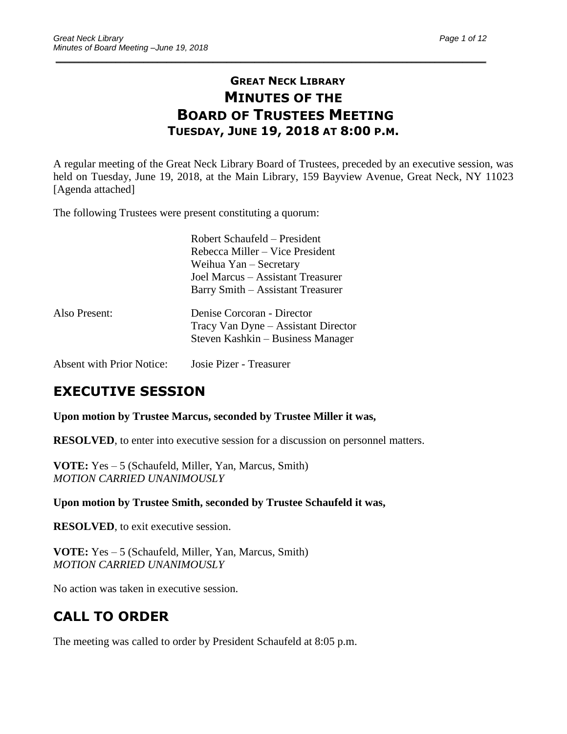# GREAT NECK LIBRARY
# MINUTES OF THE
# BOARD OF TRUSTEES MEETING
### TUESDAY, JUNE 19, 2018 AT 8:00 P.M.

A regular meeting of the Great Neck Library Board of Trustees, preceded by an executive session, was held on Tuesday, June 19, 2018, at the Main Library, 159 Bayview Avenue, Great Neck, NY 11023 [Agenda attached]

The following Trustees were present constituting a quorum:

Robert Schaufeld – President
Rebecca Miller – Vice President
Weihua Yan – Secretary
Joel Marcus – Assistant Treasurer
Barry Smith – Assistant Treasurer

Also Present:
Denise Corcoran - Director
Tracy Van Dyne – Assistant Director
Steven Kashkin – Business Manager

Absent with Prior Notice: Josie Pizer - Treasurer

## EXECUTIVE SESSION

**Upon motion by Trustee Marcus, seconded by Trustee Miller it was,**

**RESOLVED**, to enter into executive session for a discussion on personnel matters.

**VOTE:** Yes – 5 (Schaufeld, Miller, Yan, Marcus, Smith)
*MOTION CARRIED UNANIMOUSLY*

**Upon motion by Trustee Smith, seconded by Trustee Schaufeld it was,**

**RESOLVED**, to exit executive session.

**VOTE:** Yes – 5 (Schaufeld, Miller, Yan, Marcus, Smith)
*MOTION CARRIED UNANIMOUSLY*

No action was taken in executive session.

## CALL TO ORDER

The meeting was called to order by President Schaufeld at 8:05 p.m.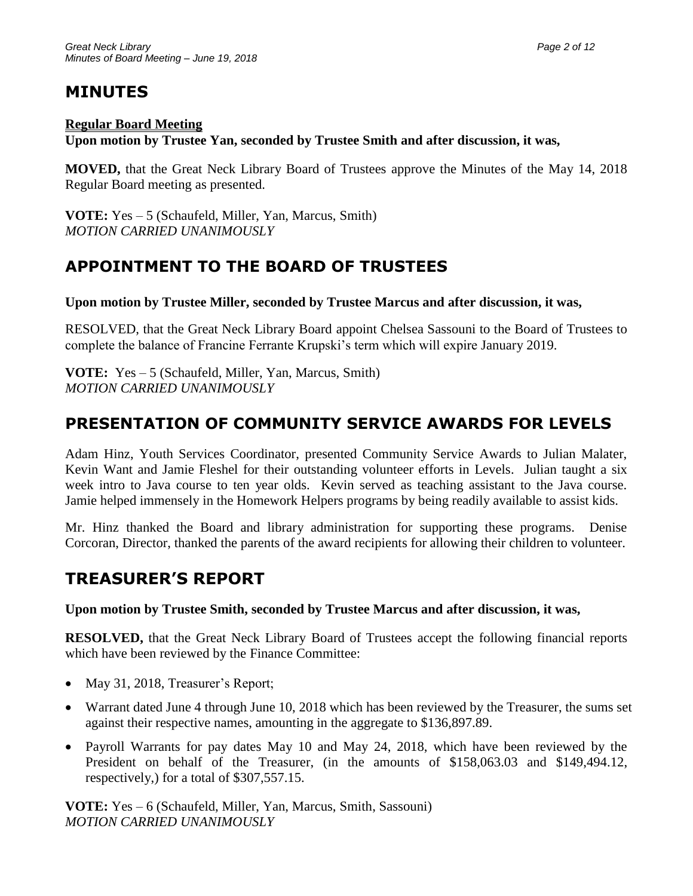## MINUTES

**Regular Board Meeting**

**Upon motion by Trustee Yan, seconded by Trustee Smith and after discussion, it was,**

**MOVED,** that the Great Neck Library Board of Trustees approve the Minutes of the May 14, 2018 Regular Board meeting as presented.

**VOTE:** Yes – 5 (Schaufeld, Miller, Yan, Marcus, Smith)
*MOTION CARRIED UNANIMOUSLY*

## APPOINTMENT TO THE BOARD OF TRUSTEES

**Upon motion by Trustee Miller, seconded by Trustee Marcus and after discussion, it was,**

RESOLVED, that the Great Neck Library Board appoint Chelsea Sassouni to the Board of Trustees to complete the balance of Francine Ferrante Krupski's term which will expire January 2019.

**VOTE:** Yes – 5 (Schaufeld, Miller, Yan, Marcus, Smith)
*MOTION CARRIED UNANIMOUSLY*

## PRESENTATION OF COMMUNITY SERVICE AWARDS FOR LEVELS

Adam Hinz, Youth Services Coordinator, presented Community Service Awards to Julian Malater, Kevin Want and Jamie Fleshel for their outstanding volunteer efforts in Levels. Julian taught a six week intro to Java course to ten year olds. Kevin served as teaching assistant to the Java course. Jamie helped immensely in the Homework Helpers programs by being readily available to assist kids.

Mr. Hinz thanked the Board and library administration for supporting these programs. Denise Corcoran, Director, thanked the parents of the award recipients for allowing their children to volunteer.

## TREASURER'S REPORT

**Upon motion by Trustee Smith, seconded by Trustee Marcus and after discussion, it was,**

**RESOLVED,** that the Great Neck Library Board of Trustees accept the following financial reports which have been reviewed by the Finance Committee:

- May 31, 2018, Treasurer's Report;
- Warrant dated June 4 through June 10, 2018 which has been reviewed by the Treasurer, the sums set against their respective names, amounting in the aggregate to $136,897.89.
- Payroll Warrants for pay dates May 10 and May 24, 2018, which have been reviewed by the President on behalf of the Treasurer, (in the amounts of $158,063.03 and $149,494.12, respectively,) for a total of $307,557.15.

**VOTE:** Yes – 6 (Schaufeld, Miller, Yan, Marcus, Smith, Sassouni)
*MOTION CARRIED UNANIMOUSLY*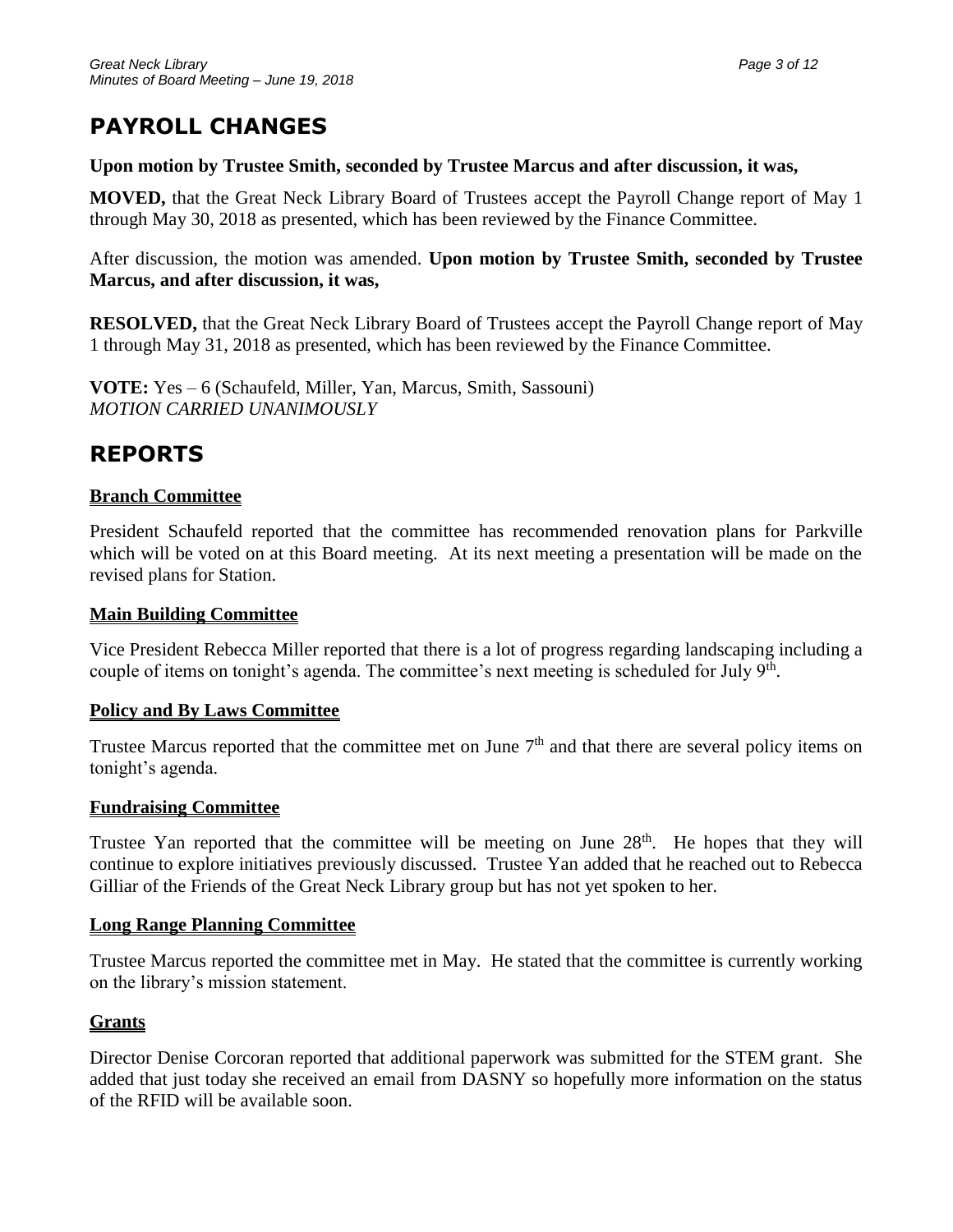# PAYROLL CHANGES

**Upon motion by Trustee Smith, seconded by Trustee Marcus and after discussion, it was,**

**MOVED,** that the Great Neck Library Board of Trustees accept the Payroll Change report of May 1 through May 30, 2018 as presented, which has been reviewed by the Finance Committee.

After discussion, the motion was amended. **Upon motion by Trustee Smith, seconded by Trustee Marcus, and after discussion, it was,**

**RESOLVED,** that the Great Neck Library Board of Trustees accept the Payroll Change report of May 1 through May 31, 2018 as presented, which has been reviewed by the Finance Committee.

**VOTE:** Yes – 6 (Schaufeld, Miller, Yan, Marcus, Smith, Sassouni)
*MOTION CARRIED UNANIMOUSLY*

# REPORTS

## Branch Committee

President Schaufeld reported that the committee has recommended renovation plans for Parkville which will be voted on at this Board meeting. At its next meeting a presentation will be made on the revised plans for Station.

## Main Building Committee

Vice President Rebecca Miller reported that there is a lot of progress regarding landscaping including a couple of items on tonight's agenda. The committee's next meeting is scheduled for July 9th.

## Policy and By Laws Committee

Trustee Marcus reported that the committee met on June 7th and that there are several policy items on tonight's agenda.

## Fundraising Committee

Trustee Yan reported that the committee will be meeting on June 28th. He hopes that they will continue to explore initiatives previously discussed. Trustee Yan added that he reached out to Rebecca Gilliar of the Friends of the Great Neck Library group but has not yet spoken to her.

## Long Range Planning Committee

Trustee Marcus reported the committee met in May. He stated that the committee is currently working on the library's mission statement.

## Grants

Director Denise Corcoran reported that additional paperwork was submitted for the STEM grant. She added that just today she received an email from DASNY so hopefully more information on the status of the RFID will be available soon.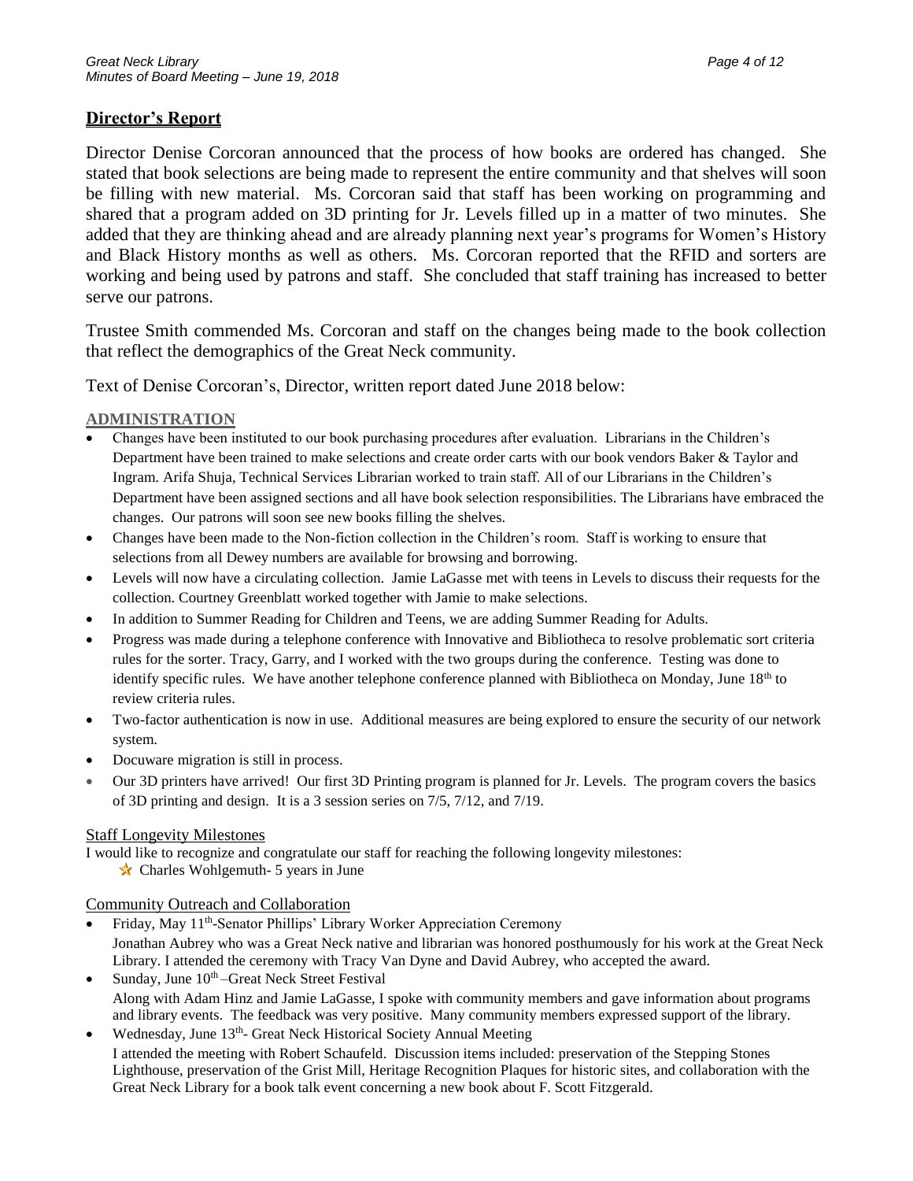## Director's Report

Director Denise Corcoran announced that the process of how books are ordered has changed. She stated that book selections are being made to represent the entire community and that shelves will soon be filling with new material. Ms. Corcoran said that staff has been working on programming and shared that a program added on 3D printing for Jr. Levels filled up in a matter of two minutes. She added that they are thinking ahead and are already planning next year's programs for Women's History and Black History months as well as others. Ms. Corcoran reported that the RFID and sorters are working and being used by patrons and staff. She concluded that staff training has increased to better serve our patrons.

Trustee Smith commended Ms. Corcoran and staff on the changes being made to the book collection that reflect the demographics of the Great Neck community.

Text of Denise Corcoran's, Director, written report dated June 2018 below:

### ADMINISTRATION

- Changes have been instituted to our book purchasing procedures after evaluation. Librarians in the Children's Department have been trained to make selections and create order carts with our book vendors Baker & Taylor and Ingram. Arifa Shuja, Technical Services Librarian worked to train staff. All of our Librarians in the Children's Department have been assigned sections and all have book selection responsibilities. The Librarians have embraced the changes. Our patrons will soon see new books filling the shelves.
- Changes have been made to the Non-fiction collection in the Children's room. Staff is working to ensure that selections from all Dewey numbers are available for browsing and borrowing.
- Levels will now have a circulating collection. Jamie LaGasse met with teens in Levels to discuss their requests for the collection. Courtney Greenblatt worked together with Jamie to make selections.
- In addition to Summer Reading for Children and Teens, we are adding Summer Reading for Adults.
- Progress was made during a telephone conference with Innovative and Bibliotheca to resolve problematic sort criteria rules for the sorter. Tracy, Garry, and I worked with the two groups during the conference. Testing was done to identify specific rules. We have another telephone conference planned with Bibliotheca on Monday, June 18th to review criteria rules.
- Two-factor authentication is now in use. Additional measures are being explored to ensure the security of our network system.
- Docuware migration is still in process.
- Our 3D printers have arrived! Our first 3D Printing program is planned for Jr. Levels. The program covers the basics of 3D printing and design. It is a 3 session series on 7/5, 7/12, and 7/19.

#### Staff Longevity Milestones

I would like to recognize and congratulate our staff for reaching the following longevity milestones:

- ★ Charles Wohlgemuth- 5 years in June

#### Community Outreach and Collaboration

- Friday, May 11th-Senator Phillips' Library Worker Appreciation Ceremony
  Jonathan Aubrey who was a Great Neck native and librarian was honored posthumously for his work at the Great Neck Library. I attended the ceremony with Tracy Van Dyne and David Aubrey, who accepted the award.
- Sunday, June 10th –Great Neck Street Festival
  Along with Adam Hinz and Jamie LaGasse, I spoke with community members and gave information about programs and library events. The feedback was very positive. Many community members expressed support of the library.
- Wednesday, June 13th- Great Neck Historical Society Annual Meeting
  I attended the meeting with Robert Schaufeld. Discussion items included: preservation of the Stepping Stones Lighthouse, preservation of the Grist Mill, Heritage Recognition Plaques for historic sites, and collaboration with the Great Neck Library for a book talk event concerning a new book about F. Scott Fitzgerald.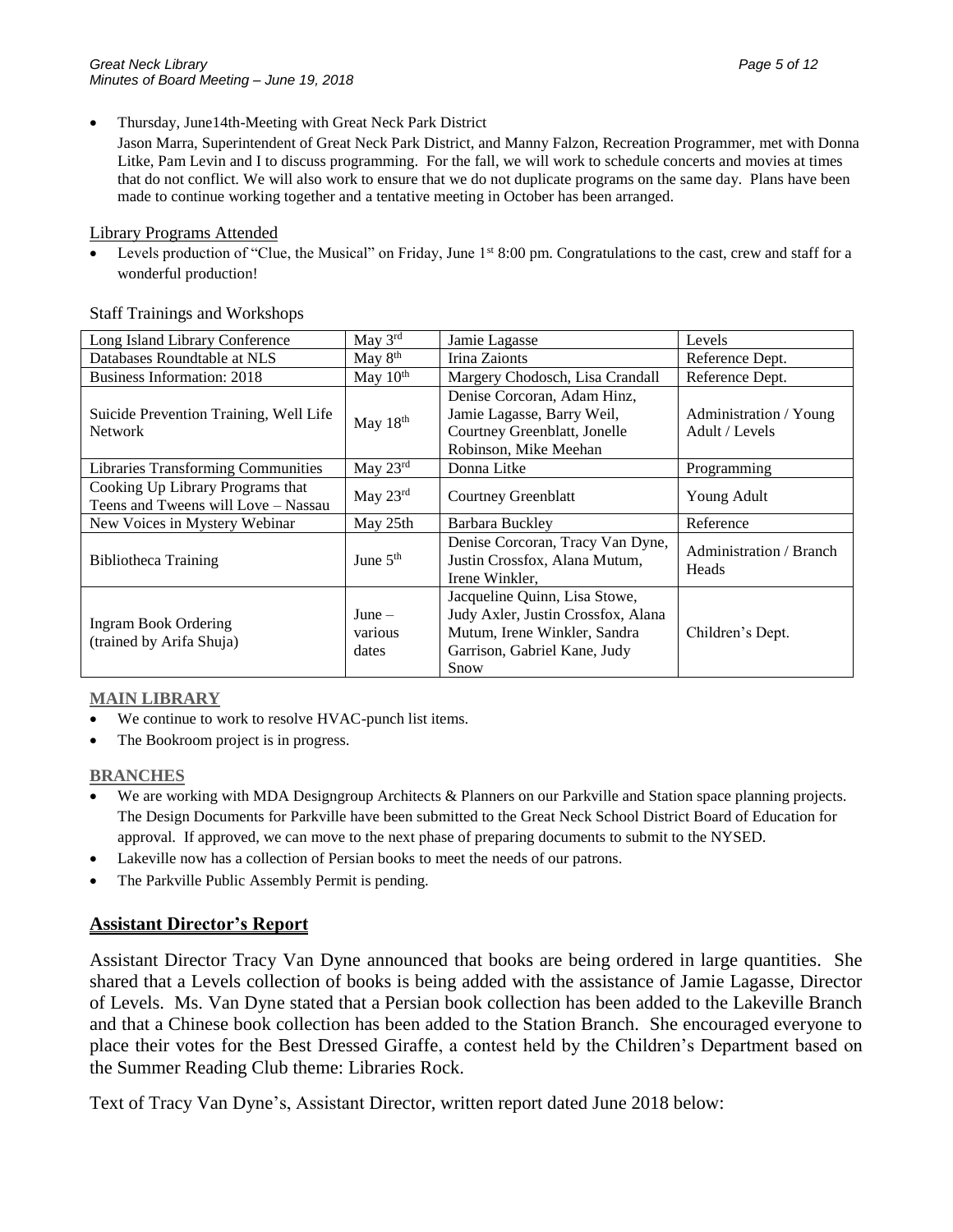- Thursday, June14th-Meeting with Great Neck Park District

  Jason Marra, Superintendent of Great Neck Park District, and Manny Falzon, Recreation Programmer, met with Donna Litke, Pam Levin and I to discuss programming. For the fall, we will work to schedule concerts and movies at times that do not conflict. We will also work to ensure that we do not duplicate programs on the same day. Plans have been made to continue working together and a tentative meeting in October has been arranged.

Library Programs Attended

- Levels production of "Clue, the Musical" on Friday, June 1st 8:00 pm. Congratulations to the cast, crew and staff for a wonderful production!

Staff Trainings and Workshops

| | | | |
|---|---|---|---|
| Long Island Library Conference | May 3rd | Jamie Lagasse | Levels |
| Databases Roundtable at NLS | May 8th | Irina Zaionts | Reference Dept. |
| Business Information: 2018 | May 10th | Margery Chodosch, Lisa Crandall | Reference Dept. |
| Suicide Prevention Training, Well Life Network | May 18th | Denise Corcoran, Adam Hinz, Jamie Lagasse, Barry Weil, Courtney Greenblatt, Jonelle Robinson, Mike Meehan | Administration / Young Adult / Levels |
| Libraries Transforming Communities | May 23rd | Donna Litke | Programming |
| Cooking Up Library Programs that Teens and Tweens will Love – Nassau | May 23rd | Courtney Greenblatt | Young Adult |
| New Voices in Mystery Webinar | May 25th | Barbara Buckley | Reference |
| Bibliotheca Training | June 5th | Denise Corcoran, Tracy Van Dyne, Justin Crossfox, Alana Mutum, Irene Winkler, | Administration / Branch Heads |
| Ingram Book Ordering (trained by Arifa Shuja) | June – various dates | Jacqueline Quinn, Lisa Stowe, Judy Axler, Justin Crossfox, Alana Mutum, Irene Winkler, Sandra Garrison, Gabriel Kane, Judy Snow | Children's Dept. |

**MAIN LIBRARY**

- We continue to work to resolve HVAC-punch list items.
- The Bookroom project is in progress.

**BRANCHES**

- We are working with MDA Designgroup Architects & Planners on our Parkville and Station space planning projects. The Design Documents for Parkville have been submitted to the Great Neck School District Board of Education for approval. If approved, we can move to the next phase of preparing documents to submit to the NYSED.
- Lakeville now has a collection of Persian books to meet the needs of our patrons.
- The Parkville Public Assembly Permit is pending.

## Assistant Director's Report

Assistant Director Tracy Van Dyne announced that books are being ordered in large quantities. She shared that a Levels collection of books is being added with the assistance of Jamie Lagasse, Director of Levels. Ms. Van Dyne stated that a Persian book collection has been added to the Lakeville Branch and that a Chinese book collection has been added to the Station Branch. She encouraged everyone to place their votes for the Best Dressed Giraffe, a contest held by the Children's Department based on the Summer Reading Club theme: Libraries Rock.

Text of Tracy Van Dyne's, Assistant Director, written report dated June 2018 below: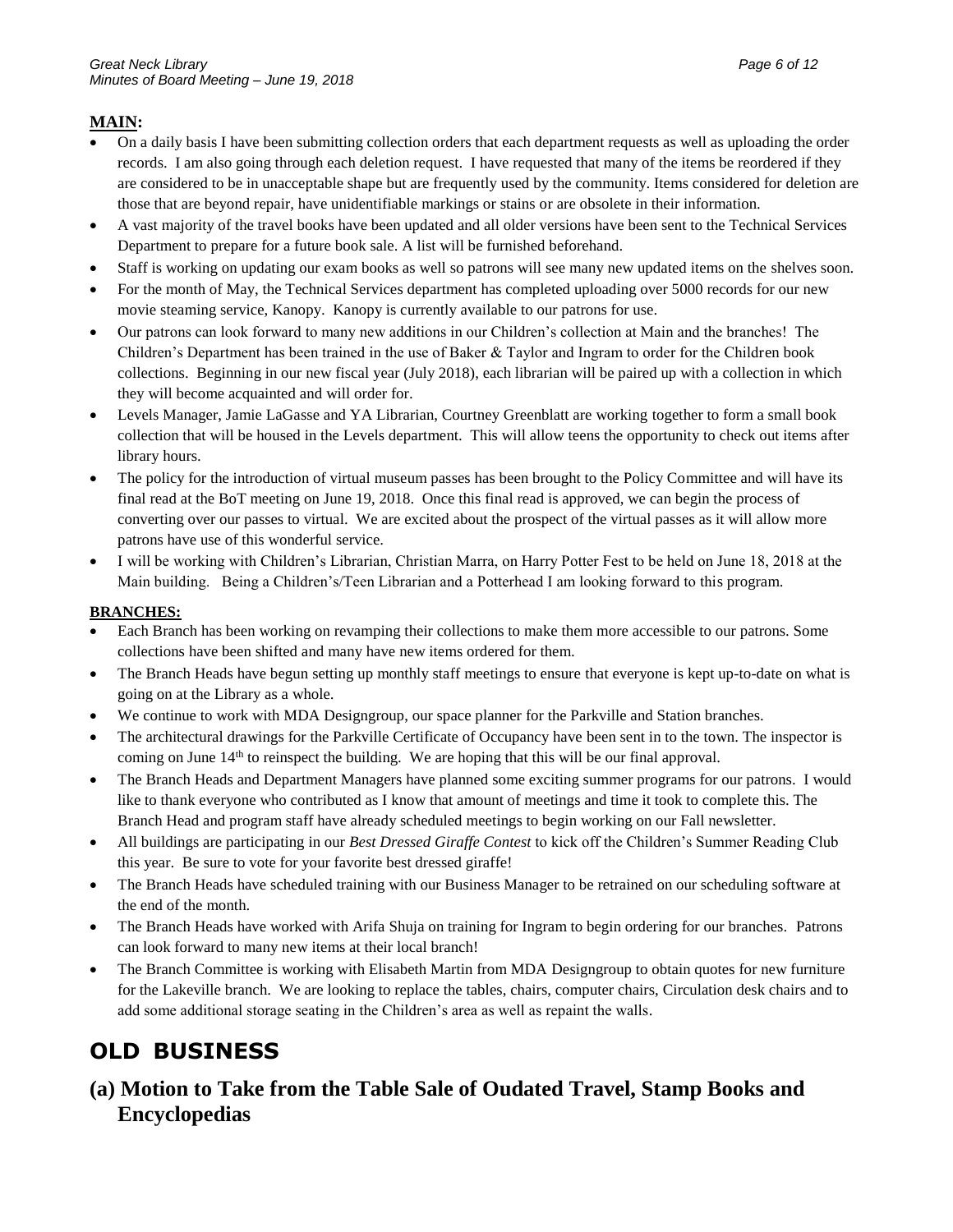**MAIN:**

- On a daily basis I have been submitting collection orders that each department requests as well as uploading the order records. I am also going through each deletion request. I have requested that many of the items be reordered if they are considered to be in unacceptable shape but are frequently used by the community. Items considered for deletion are those that are beyond repair, have unidentifiable markings or stains or are obsolete in their information.
- A vast majority of the travel books have been updated and all older versions have been sent to the Technical Services Department to prepare for a future book sale. A list will be furnished beforehand.
- Staff is working on updating our exam books as well so patrons will see many new updated items on the shelves soon.
- For the month of May, the Technical Services department has completed uploading over 5000 records for our new movie steaming service, Kanopy. Kanopy is currently available to our patrons for use.
- Our patrons can look forward to many new additions in our Children's collection at Main and the branches! The Children's Department has been trained in the use of Baker & Taylor and Ingram to order for the Children book collections. Beginning in our new fiscal year (July 2018), each librarian will be paired up with a collection in which they will become acquainted and will order for.
- Levels Manager, Jamie LaGasse and YA Librarian, Courtney Greenblatt are working together to form a small book collection that will be housed in the Levels department. This will allow teens the opportunity to check out items after library hours.
- The policy for the introduction of virtual museum passes has been brought to the Policy Committee and will have its final read at the BoT meeting on June 19, 2018. Once this final read is approved, we can begin the process of converting over our passes to virtual. We are excited about the prospect of the virtual passes as it will allow more patrons have use of this wonderful service.
- I will be working with Children's Librarian, Christian Marra, on Harry Potter Fest to be held on June 18, 2018 at the Main building. Being a Children's/Teen Librarian and a Potterhead I am looking forward to this program.

**BRANCHES:**

- Each Branch has been working on revamping their collections to make them more accessible to our patrons. Some collections have been shifted and many have new items ordered for them.
- The Branch Heads have begun setting up monthly staff meetings to ensure that everyone is kept up-to-date on what is going on at the Library as a whole.
- We continue to work with MDA Designgroup, our space planner for the Parkville and Station branches.
- The architectural drawings for the Parkville Certificate of Occupancy have been sent in to the town. The inspector is coming on June 14th to reinspect the building. We are hoping that this will be our final approval.
- The Branch Heads and Department Managers have planned some exciting summer programs for our patrons. I would like to thank everyone who contributed as I know that amount of meetings and time it took to complete this. The Branch Head and program staff have already scheduled meetings to begin working on our Fall newsletter.
- All buildings are participating in our *Best Dressed Giraffe Contest* to kick off the Children's Summer Reading Club this year. Be sure to vote for your favorite best dressed giraffe!
- The Branch Heads have scheduled training with our Business Manager to be retrained on our scheduling software at the end of the month.
- The Branch Heads have worked with Arifa Shuja on training for Ingram to begin ordering for our branches. Patrons can look forward to many new items at their local branch!
- The Branch Committee is working with Elisabeth Martin from MDA Designgroup to obtain quotes for new furniture for the Lakeville branch. We are looking to replace the tables, chairs, computer chairs, Circulation desk chairs and to add some additional storage seating in the Children's area as well as repaint the walls.

# OLD BUSINESS

## (a) Motion to Take from the Table Sale of Oudated Travel, Stamp Books and Encyclopedias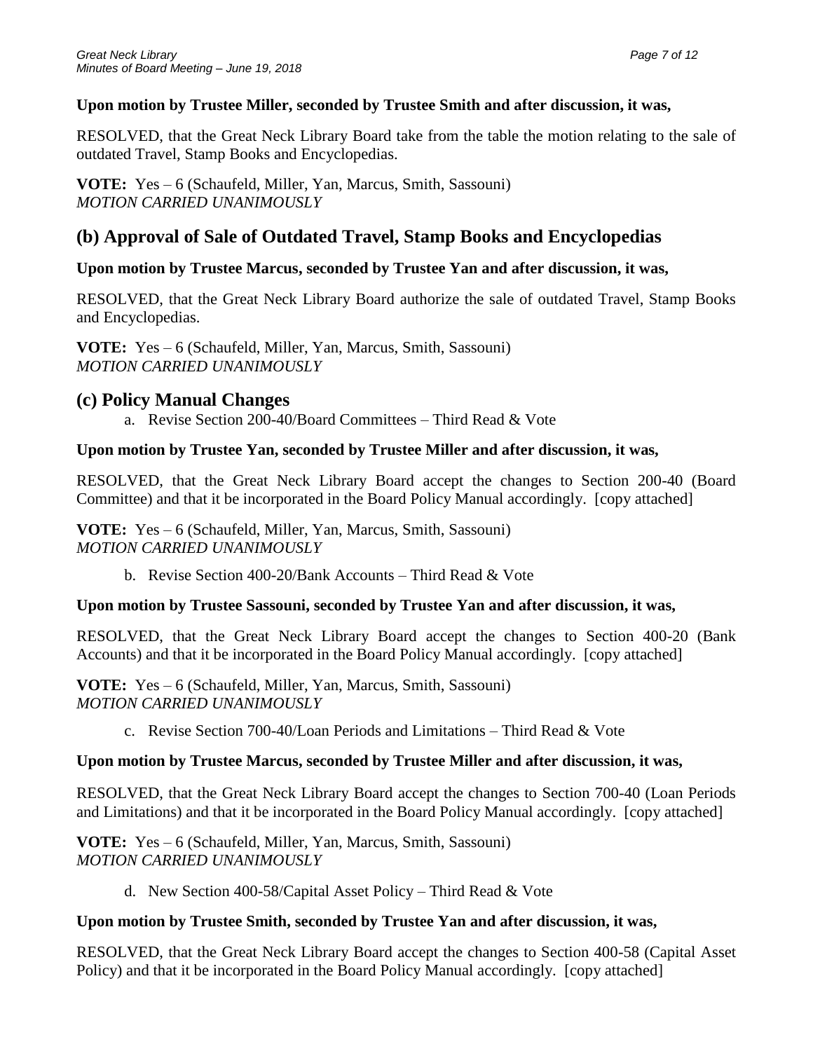**Upon motion by Trustee Miller, seconded by Trustee Smith and after discussion, it was,**

RESOLVED, that the Great Neck Library Board take from the table the motion relating to the sale of outdated Travel, Stamp Books and Encyclopedias.

**VOTE:** Yes – 6 (Schaufeld, Miller, Yan, Marcus, Smith, Sassouni)
*MOTION CARRIED UNANIMOUSLY*

## (b) Approval of Sale of Outdated Travel, Stamp Books and Encyclopedias

**Upon motion by Trustee Marcus, seconded by Trustee Yan and after discussion, it was,**

RESOLVED, that the Great Neck Library Board authorize the sale of outdated Travel, Stamp Books and Encyclopedias.

**VOTE:** Yes – 6 (Schaufeld, Miller, Yan, Marcus, Smith, Sassouni)
*MOTION CARRIED UNANIMOUSLY*

## (c) Policy Manual Changes

a. Revise Section 200-40/Board Committees – Third Read & Vote

**Upon motion by Trustee Yan, seconded by Trustee Miller and after discussion, it was,**

RESOLVED, that the Great Neck Library Board accept the changes to Section 200-40 (Board Committee) and that it be incorporated in the Board Policy Manual accordingly. [copy attached]

**VOTE:** Yes – 6 (Schaufeld, Miller, Yan, Marcus, Smith, Sassouni)
*MOTION CARRIED UNANIMOUSLY*

b. Revise Section 400-20/Bank Accounts – Third Read & Vote

**Upon motion by Trustee Sassouni, seconded by Trustee Yan and after discussion, it was,**

RESOLVED, that the Great Neck Library Board accept the changes to Section 400-20 (Bank Accounts) and that it be incorporated in the Board Policy Manual accordingly. [copy attached]

**VOTE:** Yes – 6 (Schaufeld, Miller, Yan, Marcus, Smith, Sassouni)
*MOTION CARRIED UNANIMOUSLY*

c. Revise Section 700-40/Loan Periods and Limitations – Third Read & Vote

**Upon motion by Trustee Marcus, seconded by Trustee Miller and after discussion, it was,**

RESOLVED, that the Great Neck Library Board accept the changes to Section 700-40 (Loan Periods and Limitations) and that it be incorporated in the Board Policy Manual accordingly. [copy attached]

**VOTE:** Yes – 6 (Schaufeld, Miller, Yan, Marcus, Smith, Sassouni)
*MOTION CARRIED UNANIMOUSLY*

d. New Section 400-58/Capital Asset Policy – Third Read & Vote

**Upon motion by Trustee Smith, seconded by Trustee Yan and after discussion, it was,**

RESOLVED, that the Great Neck Library Board accept the changes to Section 400-58 (Capital Asset Policy) and that it be incorporated in the Board Policy Manual accordingly. [copy attached]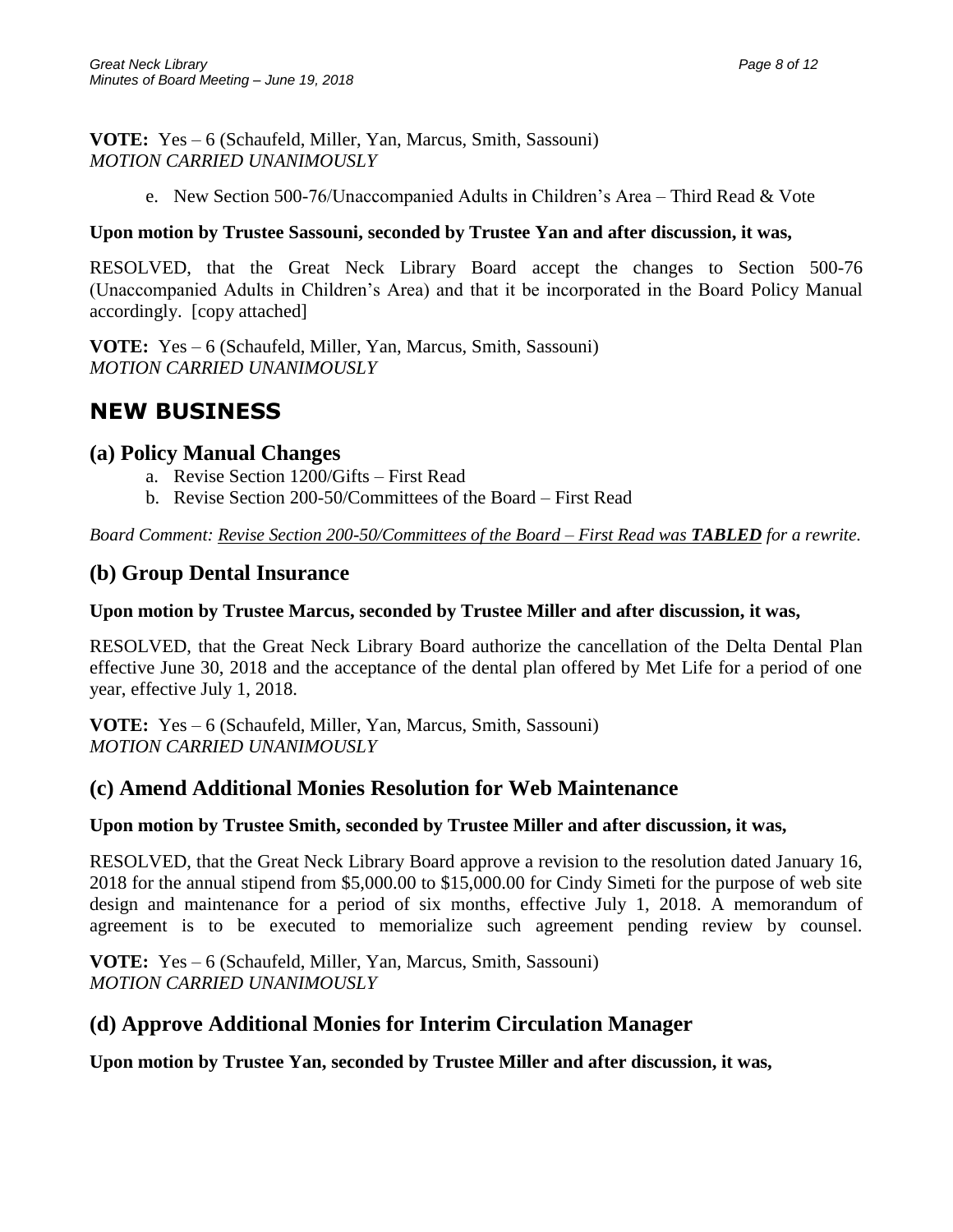**VOTE:** Yes – 6 (Schaufeld, Miller, Yan, Marcus, Smith, Sassouni)
*MOTION CARRIED UNANIMOUSLY*

e. New Section 500-76/Unaccompanied Adults in Children's Area – Third Read & Vote

**Upon motion by Trustee Sassouni, seconded by Trustee Yan and after discussion, it was,**

RESOLVED, that the Great Neck Library Board accept the changes to Section 500-76 (Unaccompanied Adults in Children's Area) and that it be incorporated in the Board Policy Manual accordingly. [copy attached]

**VOTE:** Yes – 6 (Schaufeld, Miller, Yan, Marcus, Smith, Sassouni)
*MOTION CARRIED UNANIMOUSLY*

# NEW BUSINESS

## (a) Policy Manual Changes

a. Revise Section 1200/Gifts – First Read
b. Revise Section 200-50/Committees of the Board – First Read

*Board Comment: Revise Section 200-50/Committees of the Board – First Read was **TABLED** for a rewrite.*

## (b) Group Dental Insurance

**Upon motion by Trustee Marcus, seconded by Trustee Miller and after discussion, it was,**

RESOLVED, that the Great Neck Library Board authorize the cancellation of the Delta Dental Plan effective June 30, 2018 and the acceptance of the dental plan offered by Met Life for a period of one year, effective July 1, 2018.

**VOTE:** Yes – 6 (Schaufeld, Miller, Yan, Marcus, Smith, Sassouni)
*MOTION CARRIED UNANIMOUSLY*

## (c) Amend Additional Monies Resolution for Web Maintenance

**Upon motion by Trustee Smith, seconded by Trustee Miller and after discussion, it was,**

RESOLVED, that the Great Neck Library Board approve a revision to the resolution dated January 16, 2018 for the annual stipend from $5,000.00 to $15,000.00 for Cindy Simeti for the purpose of web site design and maintenance for a period of six months, effective July 1, 2018. A memorandum of agreement is to be executed to memorialize such agreement pending review by counsel.

**VOTE:** Yes – 6 (Schaufeld, Miller, Yan, Marcus, Smith, Sassouni)
*MOTION CARRIED UNANIMOUSLY*

## (d) Approve Additional Monies for Interim Circulation Manager

**Upon motion by Trustee Yan, seconded by Trustee Miller and after discussion, it was,**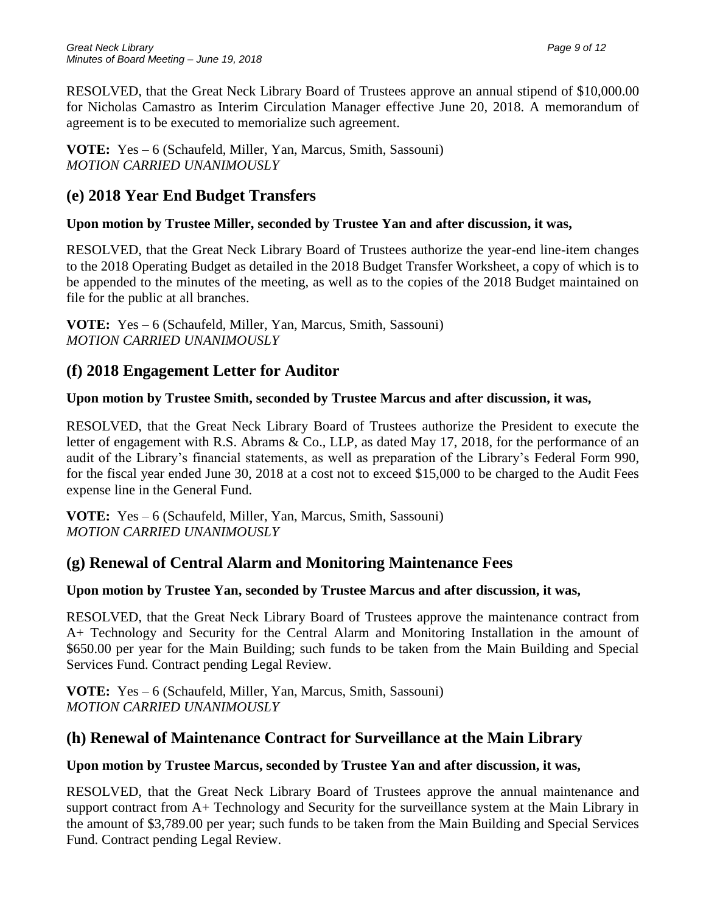RESOLVED, that the Great Neck Library Board of Trustees approve an annual stipend of $10,000.00 for Nicholas Camastro as Interim Circulation Manager effective June 20, 2018. A memorandum of agreement is to be executed to memorialize such agreement.

**VOTE:** Yes – 6 (Schaufeld, Miller, Yan, Marcus, Smith, Sassouni)
*MOTION CARRIED UNANIMOUSLY*

## (e) 2018 Year End Budget Transfers

**Upon motion by Trustee Miller, seconded by Trustee Yan and after discussion, it was,**

RESOLVED, that the Great Neck Library Board of Trustees authorize the year-end line-item changes to the 2018 Operating Budget as detailed in the 2018 Budget Transfer Worksheet, a copy of which is to be appended to the minutes of the meeting, as well as to the copies of the 2018 Budget maintained on file for the public at all branches.

**VOTE:** Yes – 6 (Schaufeld, Miller, Yan, Marcus, Smith, Sassouni)
*MOTION CARRIED UNANIMOUSLY*

## (f) 2018 Engagement Letter for Auditor

**Upon motion by Trustee Smith, seconded by Trustee Marcus and after discussion, it was,**

RESOLVED, that the Great Neck Library Board of Trustees authorize the President to execute the letter of engagement with R.S. Abrams & Co., LLP, as dated May 17, 2018, for the performance of an audit of the Library's financial statements, as well as preparation of the Library's Federal Form 990, for the fiscal year ended June 30, 2018 at a cost not to exceed $15,000 to be charged to the Audit Fees expense line in the General Fund.

**VOTE:** Yes – 6 (Schaufeld, Miller, Yan, Marcus, Smith, Sassouni)
*MOTION CARRIED UNANIMOUSLY*

## (g) Renewal of Central Alarm and Monitoring Maintenance Fees

**Upon motion by Trustee Yan, seconded by Trustee Marcus and after discussion, it was,**

RESOLVED, that the Great Neck Library Board of Trustees approve the maintenance contract from A+ Technology and Security for the Central Alarm and Monitoring Installation in the amount of $650.00 per year for the Main Building; such funds to be taken from the Main Building and Special Services Fund. Contract pending Legal Review.

**VOTE:** Yes – 6 (Schaufeld, Miller, Yan, Marcus, Smith, Sassouni)
*MOTION CARRIED UNANIMOUSLY*

## (h) Renewal of Maintenance Contract for Surveillance at the Main Library

**Upon motion by Trustee Marcus, seconded by Trustee Yan and after discussion, it was,**

RESOLVED, that the Great Neck Library Board of Trustees approve the annual maintenance and support contract from A+ Technology and Security for the surveillance system at the Main Library in the amount of $3,789.00 per year; such funds to be taken from the Main Building and Special Services Fund. Contract pending Legal Review.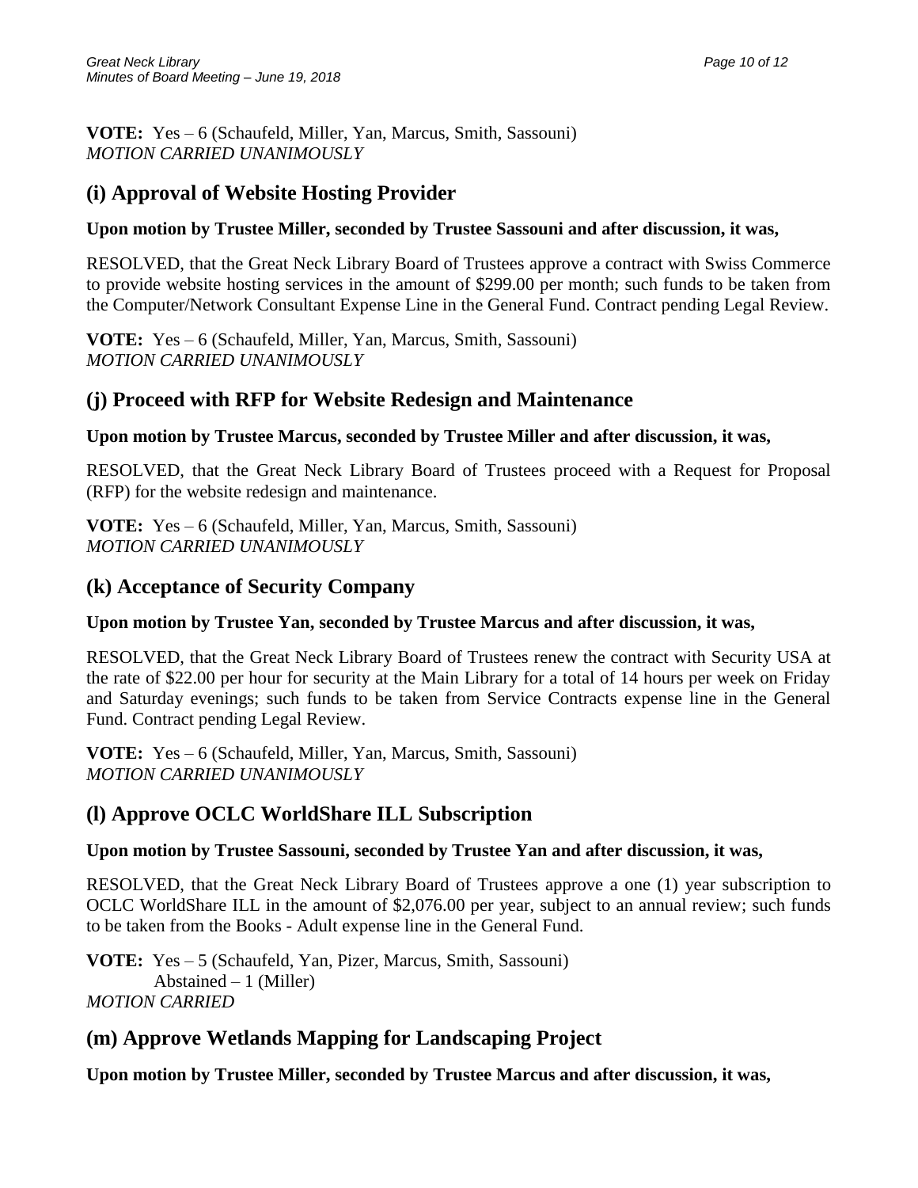**VOTE:** Yes – 6 (Schaufeld, Miller, Yan, Marcus, Smith, Sassouni)
*MOTION CARRIED UNANIMOUSLY*

## (i) Approval of Website Hosting Provider

**Upon motion by Trustee Miller, seconded by Trustee Sassouni and after discussion, it was,**

RESOLVED, that the Great Neck Library Board of Trustees approve a contract with Swiss Commerce to provide website hosting services in the amount of $299.00 per month; such funds to be taken from the Computer/Network Consultant Expense Line in the General Fund. Contract pending Legal Review.

**VOTE:** Yes – 6 (Schaufeld, Miller, Yan, Marcus, Smith, Sassouni)
*MOTION CARRIED UNANIMOUSLY*

## (j) Proceed with RFP for Website Redesign and Maintenance

**Upon motion by Trustee Marcus, seconded by Trustee Miller and after discussion, it was,**

RESOLVED, that the Great Neck Library Board of Trustees proceed with a Request for Proposal (RFP) for the website redesign and maintenance.

**VOTE:** Yes – 6 (Schaufeld, Miller, Yan, Marcus, Smith, Sassouni)
*MOTION CARRIED UNANIMOUSLY*

## (k) Acceptance of Security Company

**Upon motion by Trustee Yan, seconded by Trustee Marcus and after discussion, it was,**

RESOLVED, that the Great Neck Library Board of Trustees renew the contract with Security USA at the rate of $22.00 per hour for security at the Main Library for a total of 14 hours per week on Friday and Saturday evenings; such funds to be taken from Service Contracts expense line in the General Fund. Contract pending Legal Review.

**VOTE:** Yes – 6 (Schaufeld, Miller, Yan, Marcus, Smith, Sassouni)
*MOTION CARRIED UNANIMOUSLY*

## (l) Approve OCLC WorldShare ILL Subscription

**Upon motion by Trustee Sassouni, seconded by Trustee Yan and after discussion, it was,**

RESOLVED, that the Great Neck Library Board of Trustees approve a one (1) year subscription to OCLC WorldShare ILL in the amount of $2,076.00 per year, subject to an annual review; such funds to be taken from the Books - Adult expense line in the General Fund.

**VOTE:** Yes – 5 (Schaufeld, Yan, Pizer, Marcus, Smith, Sassouni)
Abstained – 1 (Miller)
*MOTION CARRIED*

## (m) Approve Wetlands Mapping for Landscaping Project

**Upon motion by Trustee Miller, seconded by Trustee Marcus and after discussion, it was,**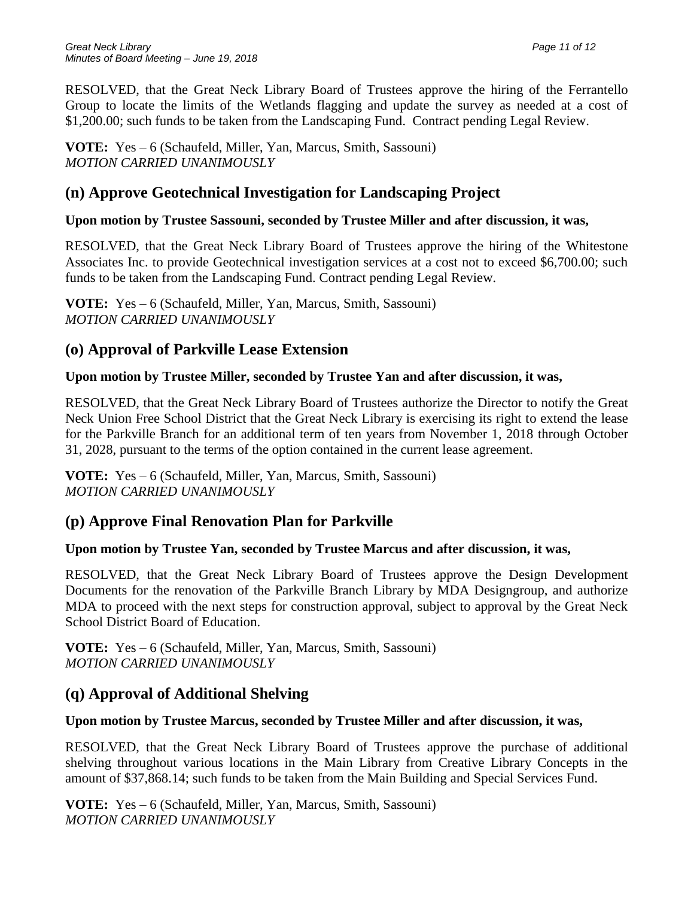RESOLVED, that the Great Neck Library Board of Trustees approve the hiring of the Ferrantello Group to locate the limits of the Wetlands flagging and update the survey as needed at a cost of $1,200.00; such funds to be taken from the Landscaping Fund. Contract pending Legal Review.

**VOTE:** Yes – 6 (Schaufeld, Miller, Yan, Marcus, Smith, Sassouni)
*MOTION CARRIED UNANIMOUSLY*

## (n) Approve Geotechnical Investigation for Landscaping Project

**Upon motion by Trustee Sassouni, seconded by Trustee Miller and after discussion, it was,**

RESOLVED, that the Great Neck Library Board of Trustees approve the hiring of the Whitestone Associates Inc. to provide Geotechnical investigation services at a cost not to exceed $6,700.00; such funds to be taken from the Landscaping Fund. Contract pending Legal Review.

**VOTE:** Yes – 6 (Schaufeld, Miller, Yan, Marcus, Smith, Sassouni)
*MOTION CARRIED UNANIMOUSLY*

## (o) Approval of Parkville Lease Extension

**Upon motion by Trustee Miller, seconded by Trustee Yan and after discussion, it was,**

RESOLVED, that the Great Neck Library Board of Trustees authorize the Director to notify the Great Neck Union Free School District that the Great Neck Library is exercising its right to extend the lease for the Parkville Branch for an additional term of ten years from November 1, 2018 through October 31, 2028, pursuant to the terms of the option contained in the current lease agreement.

**VOTE:** Yes – 6 (Schaufeld, Miller, Yan, Marcus, Smith, Sassouni)
*MOTION CARRIED UNANIMOUSLY*

## (p) Approve Final Renovation Plan for Parkville

**Upon motion by Trustee Yan, seconded by Trustee Marcus and after discussion, it was,**

RESOLVED, that the Great Neck Library Board of Trustees approve the Design Development Documents for the renovation of the Parkville Branch Library by MDA Designgroup, and authorize MDA to proceed with the next steps for construction approval, subject to approval by the Great Neck School District Board of Education.

**VOTE:** Yes – 6 (Schaufeld, Miller, Yan, Marcus, Smith, Sassouni)
*MOTION CARRIED UNANIMOUSLY*

## (q) Approval of Additional Shelving

**Upon motion by Trustee Marcus, seconded by Trustee Miller and after discussion, it was,**

RESOLVED, that the Great Neck Library Board of Trustees approve the purchase of additional shelving throughout various locations in the Main Library from Creative Library Concepts in the amount of $37,868.14; such funds to be taken from the Main Building and Special Services Fund.

**VOTE:** Yes – 6 (Schaufeld, Miller, Yan, Marcus, Smith, Sassouni)
*MOTION CARRIED UNANIMOUSLY*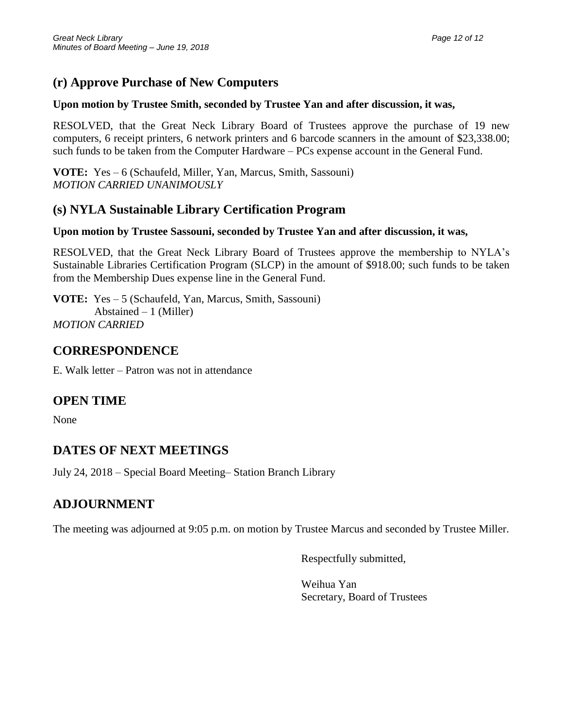## (r) Approve Purchase of New Computers

**Upon motion by Trustee Smith, seconded by Trustee Yan and after discussion, it was,**

RESOLVED, that the Great Neck Library Board of Trustees approve the purchase of 19 new computers, 6 receipt printers, 6 network printers and 6 barcode scanners in the amount of $23,338.00; such funds to be taken from the Computer Hardware – PCs expense account in the General Fund.

**VOTE:** Yes – 6 (Schaufeld, Miller, Yan, Marcus, Smith, Sassouni)
*MOTION CARRIED UNANIMOUSLY*

## (s) NYLA Sustainable Library Certification Program

**Upon motion by Trustee Sassouni, seconded by Trustee Yan and after discussion, it was,**

RESOLVED, that the Great Neck Library Board of Trustees approve the membership to NYLA's Sustainable Libraries Certification Program (SLCP) in the amount of $918.00; such funds to be taken from the Membership Dues expense line in the General Fund.

**VOTE:** Yes – 5 (Schaufeld, Yan, Marcus, Smith, Sassouni)
Abstained – 1 (Miller)
*MOTION CARRIED*

# CORRESPONDENCE

E. Walk letter – Patron was not in attendance

# OPEN TIME

None

# DATES OF NEXT MEETINGS

July 24, 2018 – Special Board Meeting– Station Branch Library

# ADJOURNMENT

The meeting was adjourned at 9:05 p.m. on motion by Trustee Marcus and seconded by Trustee Miller.

Respectfully submitted,

Weihua Yan
Secretary, Board of Trustees